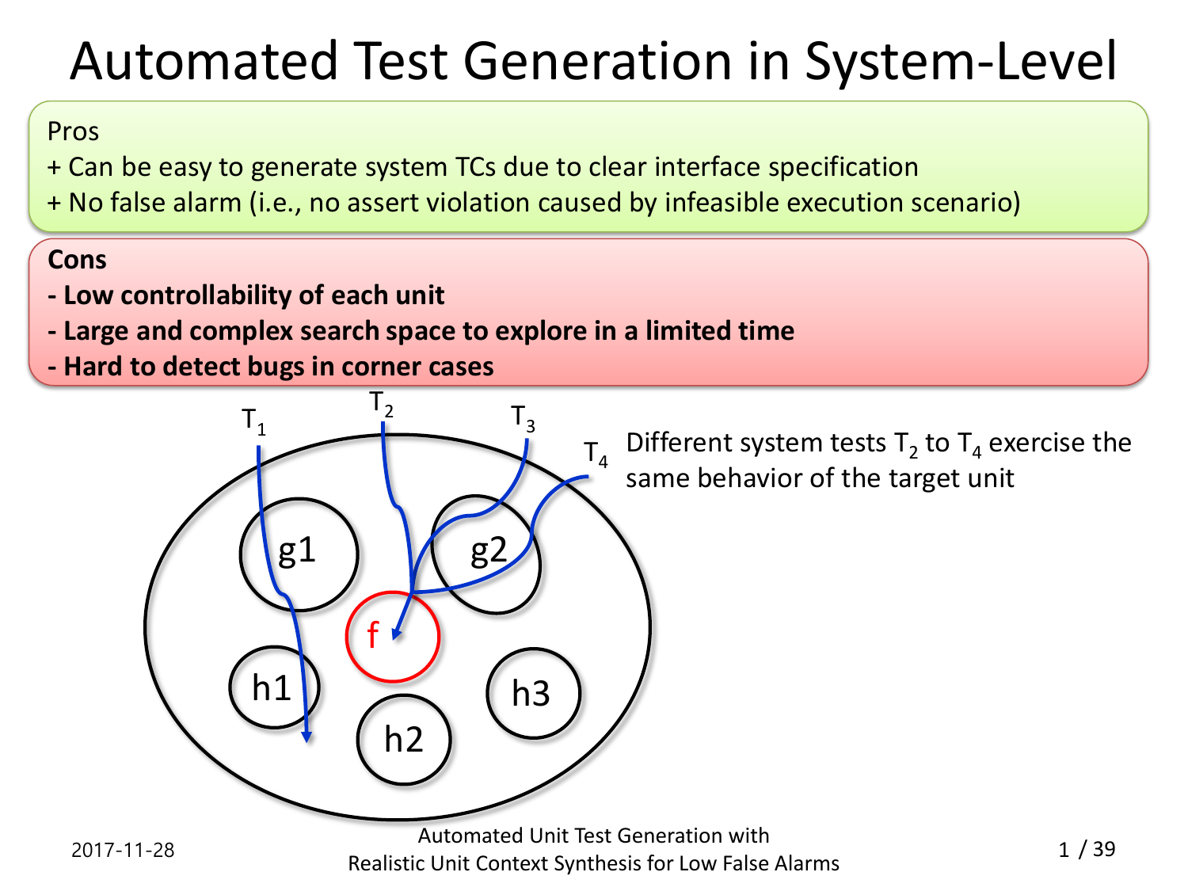# Automated Test Generation in System-Level

Pros

+ Can be easy to generate system TCs due to clear interface specification
+ No false alarm (i.e., no assert violation caused by infeasible execution scenario)

**Cons**

**- Low controllability of each unit**

**- Large and complex search space to explore in a limited time**

**- Hard to detect bugs in corner cases**

$T_1$ $T_2$ $T_3$ $T_4$

g1 g2 f h1 h2 h3

Different system tests $T_2$ to $T_4$ exercise the same behavior of the target unit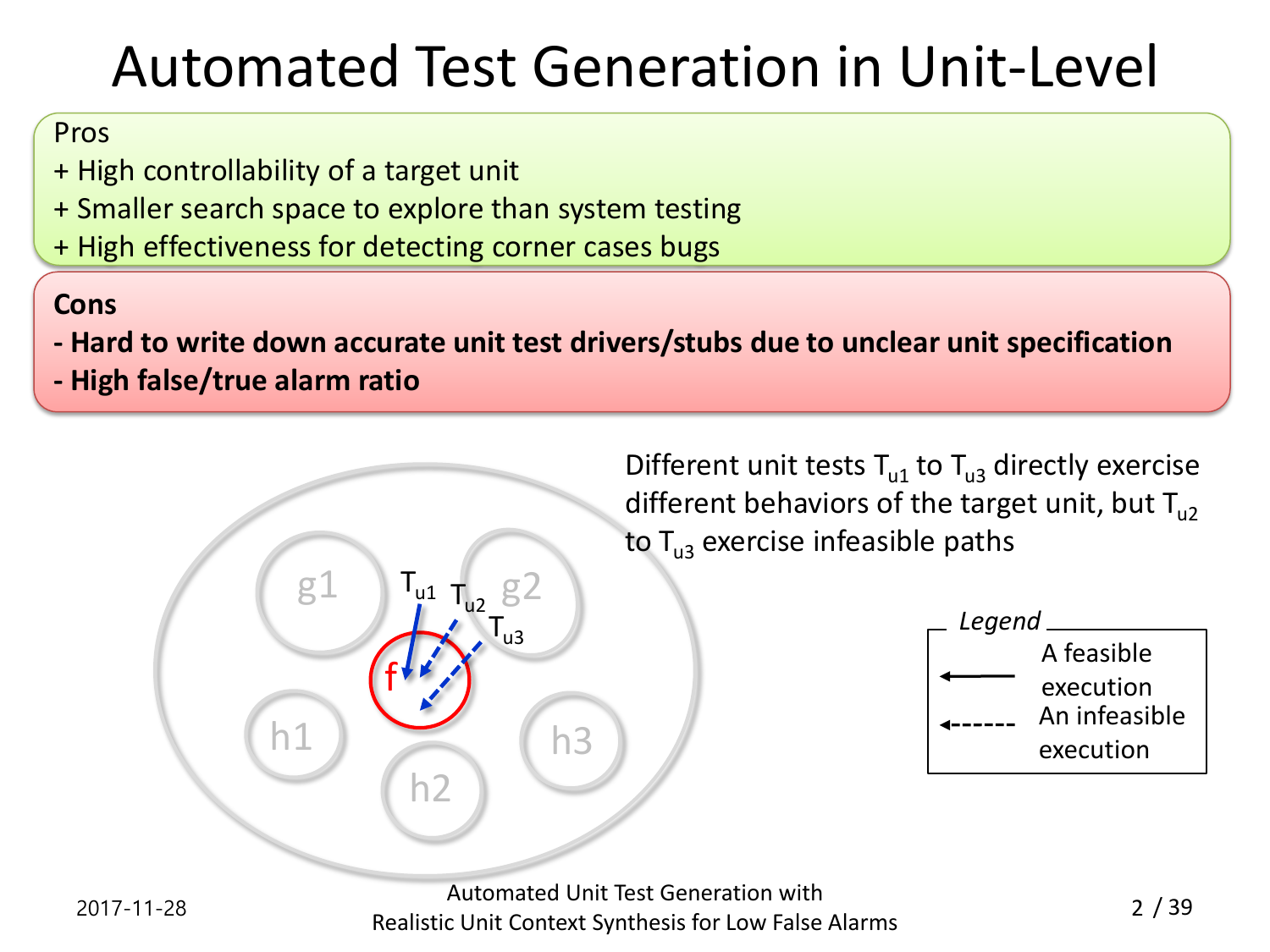# Automated Test Generation in Unit-Level

Pros

+ High controllability of a target unit
+ Smaller search space to explore than system testing
+ High effectiveness for detecting corner cases bugs

**Cons**

**- Hard to write down accurate unit test drivers/stubs due to unclear unit specification**

**- High false/true alarm ratio**

Different unit tests $T_{u1}$ to $T_{u3}$ directly exercise different behaviors of the target unit, but $T_{u2}$ to $T_{u3}$ exercise infeasible paths

*Legend*

- A feasible execution (solid arrow)
- An infeasible execution (dashed arrow)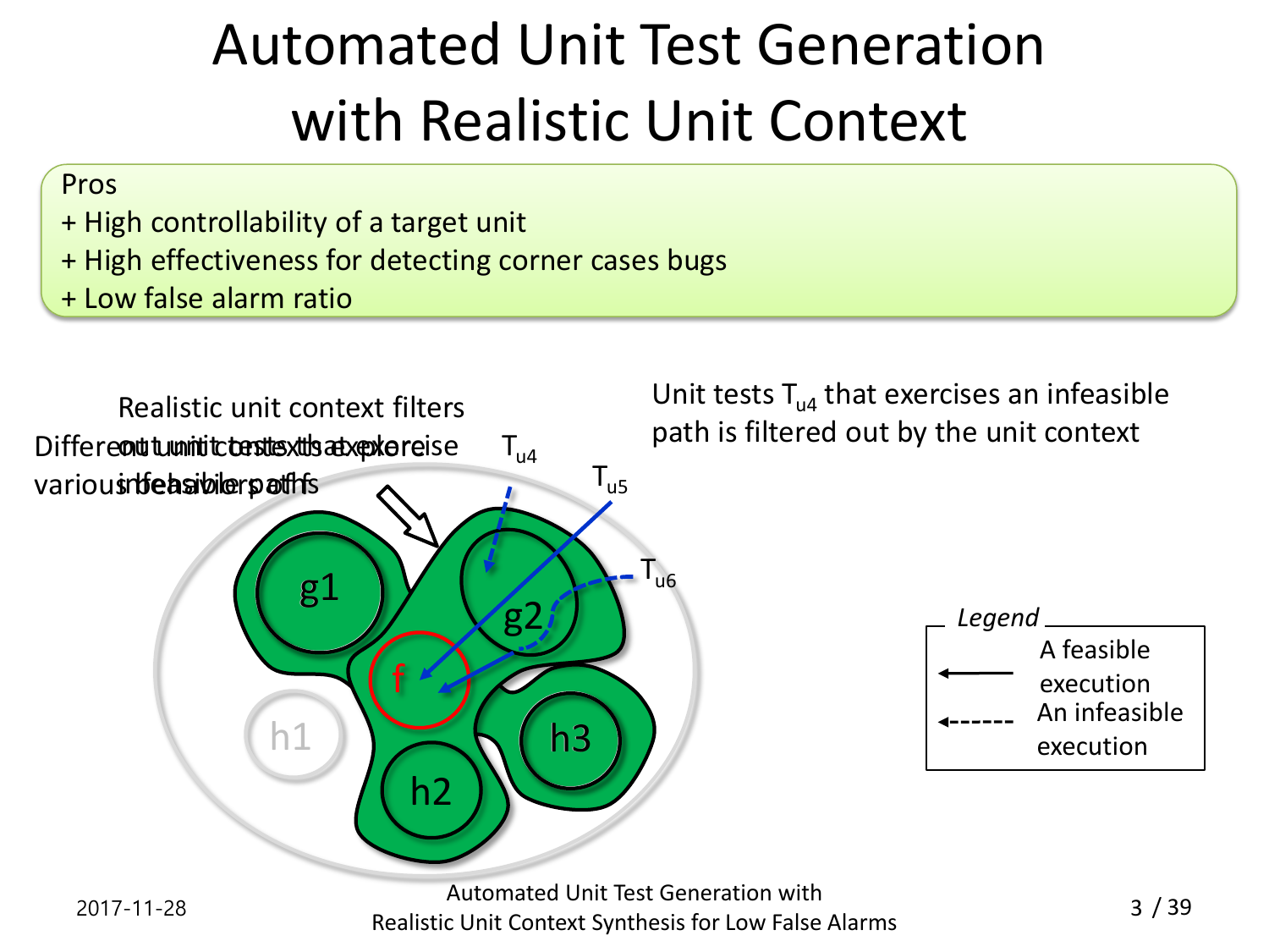# Automated Unit Test Generation with Realistic Unit Context

Pros
+ High controllability of a target unit
+ High effectiveness for detecting corner cases bugs
+ Low false alarm ratio

Realistic unit context filters out unit tests that exercise infeasible paths

Different unit contexts explore various behaviors of f

Unit tests $T_{u4}$ that exercises an infeasible path is filtered out by the unit context

$T_{u4}$

$T_{u5}$

$T_{u6}$

g1

g2

f

h1

h2

h3

*Legend*

A feasible execution

An infeasible execution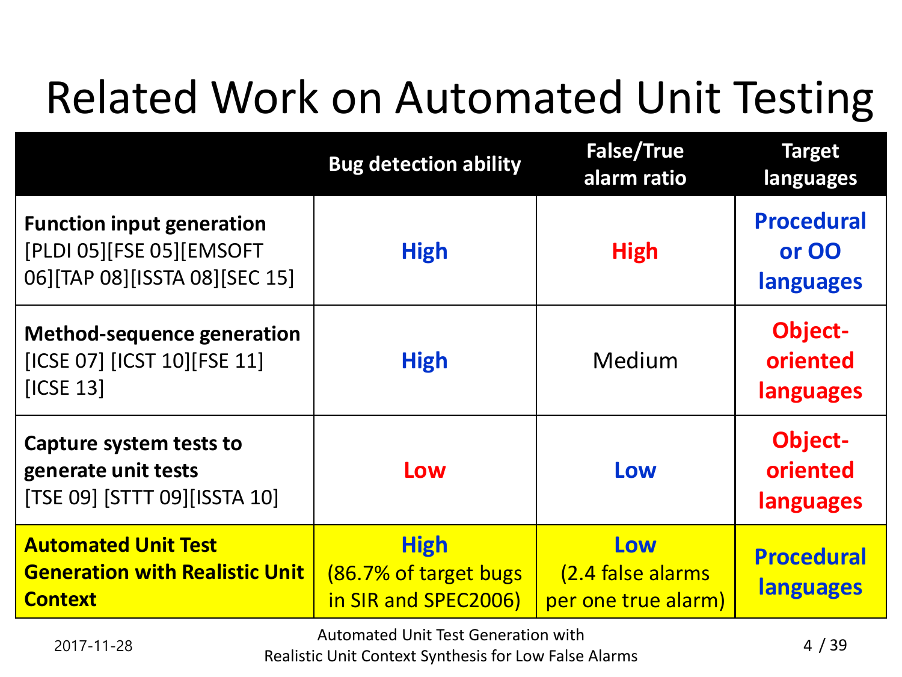# Related Work on Automated Unit Testing

| | Bug detection ability | False/True alarm ratio | Target languages |
|---|---|---|---|
| **Function input generation** [PLDI 05][FSE 05][EMSOFT 06][TAP 08][ISSTA 08][SEC 15] | **High** | **High** | **Procedural or OO languages** |
| **Method-sequence generation** [ICSE 07] [ICST 10][FSE 11] [ICSE 13] | **High** | Medium | **Object-oriented languages** |
| **Capture system tests to generate unit tests** [TSE 09] [STTT 09][ISSTA 10] | **Low** | **Low** | **Object-oriented languages** |
| **Automated Unit Test Generation with Realistic Unit Context** | **High** (86.7% of target bugs in SIR and SPEC2006) | **Low** (2.4 false alarms per one true alarm) | **Procedural languages** |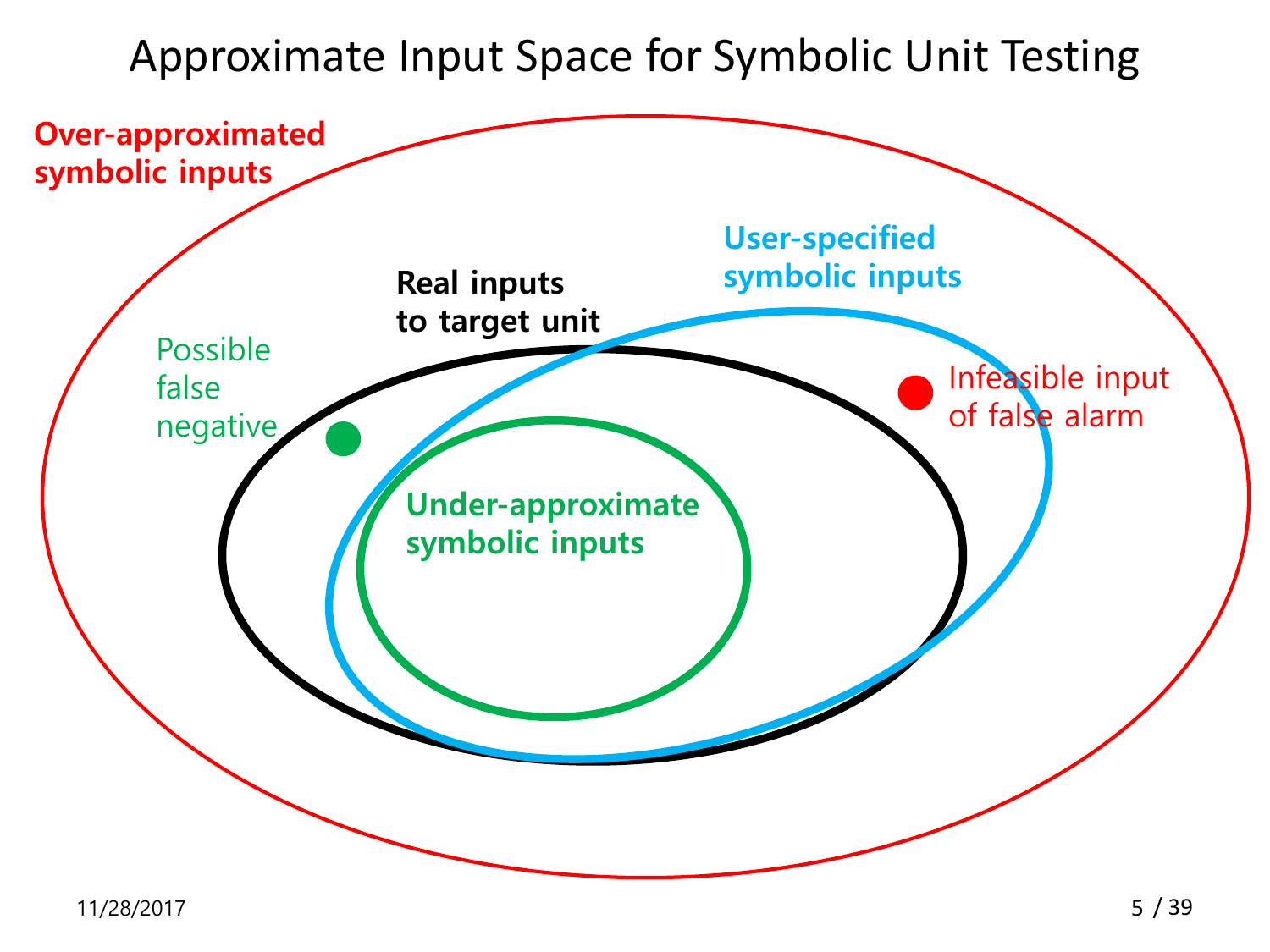# Approximate Input Space for Symbolic Unit Testing

**Over-approximated symbolic inputs**

**User-specified symbolic inputs**

**Real inputs to target unit**

Possible false negative

Infeasible input of false alarm

**Under-approximate symbolic inputs**

11/28/2017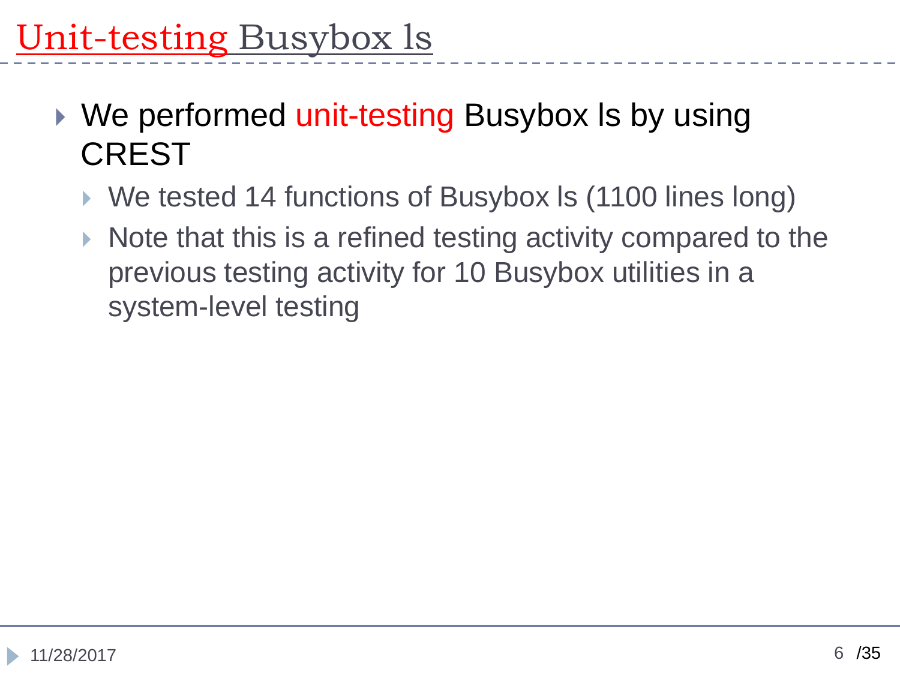# Unit-testing Busybox ls

- We performed unit-testing Busybox ls by using CREST
  - We tested 14 functions of Busybox ls (1100 lines long)
  - Note that this is a refined testing activity compared to the previous testing activity for 10 Busybox utilities in a system-level testing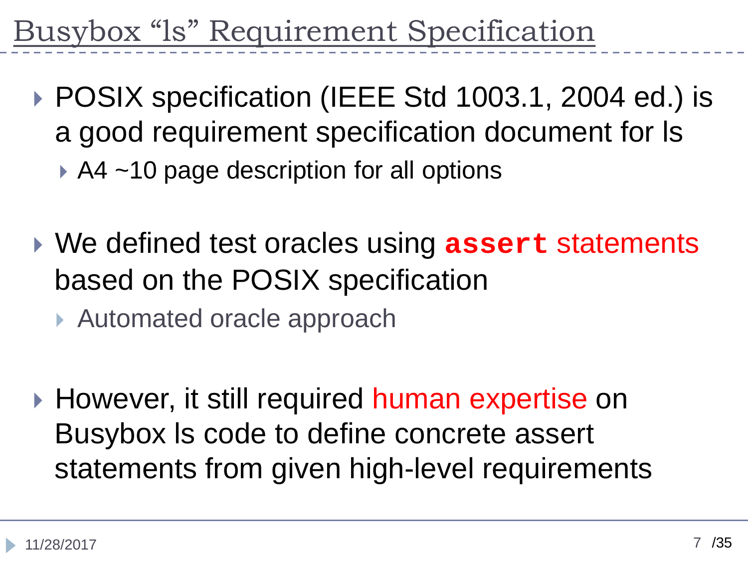# Busybox “ls” Requirement Specification

- POSIX specification (IEEE Std 1003.1, 2004 ed.) is a good requirement specification document for ls
  - A4 ~10 page description for all options
- We defined test oracles using **`assert`** statements based on the POSIX specification
  - Automated oracle approach
- However, it still required human expertise on Busybox ls code to define concrete assert statements from given high-level requirements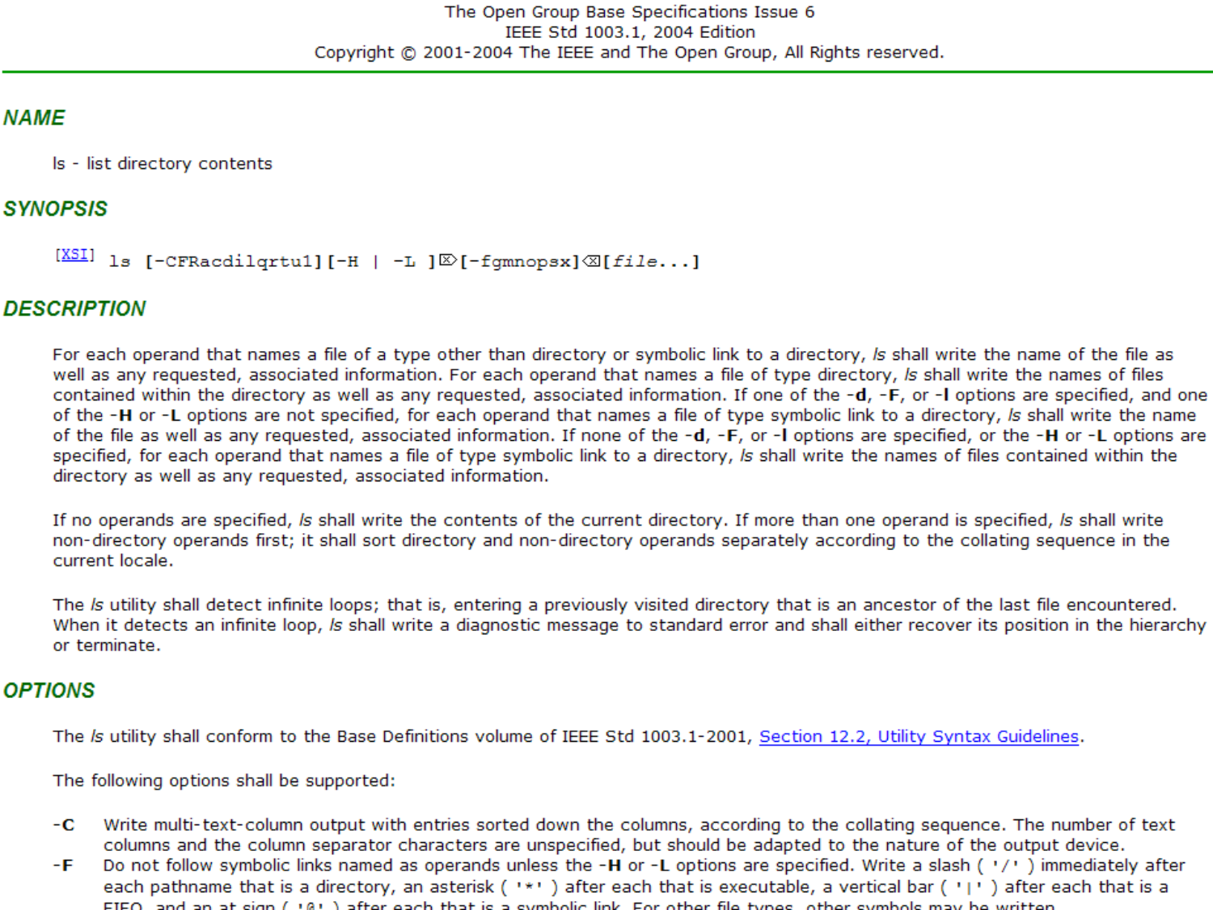The Open Group Base Specifications Issue 6
IEEE Std 1003.1, 2004 Edition
Copyright © 2001-2004 The IEEE and The Open Group, All Rights reserved.

## NAME

ls - list directory contents

## SYNOPSIS

```
[XSI] ls [-CFRacdilqrtu1][-H | -L ][-fgmnopsx][file...]
```

## DESCRIPTION

For each operand that names a file of a type other than directory or symbolic link to a directory, *ls* shall write the name of the file as well as any requested, associated information. For each operand that names a file of type directory, *ls* shall write the names of files contained within the directory as well as any requested, associated information. If one of the **-d**, **-F**, or **-l** options are specified, and one of the **-H** or **-L** options are not specified, for each operand that names a file of type symbolic link to a directory, *ls* shall write the name of the file as well as any requested, associated information. If none of the **-d**, **-F**, or **-l** options are specified, or the **-H** or **-L** options are specified, for each operand that names a file of type symbolic link to a directory, *ls* shall write the names of files contained within the directory as well as any requested, associated information.

If no operands are specified, *ls* shall write the contents of the current directory. If more than one operand is specified, *ls* shall write non-directory operands first; it shall sort directory and non-directory operands separately according to the collating sequence in the current locale.

The *ls* utility shall detect infinite loops; that is, entering a previously visited directory that is an ancestor of the last file encountered. When it detects an infinite loop, *ls* shall write a diagnostic message to standard error and shall either recover its position in the hierarchy or terminate.

## OPTIONS

The *ls* utility shall conform to the Base Definitions volume of IEEE Std 1003.1-2001, Section 12.2, Utility Syntax Guidelines.

The following options shall be supported:

**-C** Write multi-text-column output with entries sorted down the columns, according to the collating sequence. The number of text columns and the column separator characters are unspecified, but should be adapted to the nature of the output device.

**-F** Do not follow symbolic links named as operands unless the **-H** or **-L** options are specified. Write a slash ( '/' ) immediately after each pathname that is a directory, an asterisk ( '*' ) after each that is executable, a vertical bar ( '|' ) after each that is a FIFO, and an at sign ( '@' ) after each that is a symbolic link. For other file types, other symbols may be written.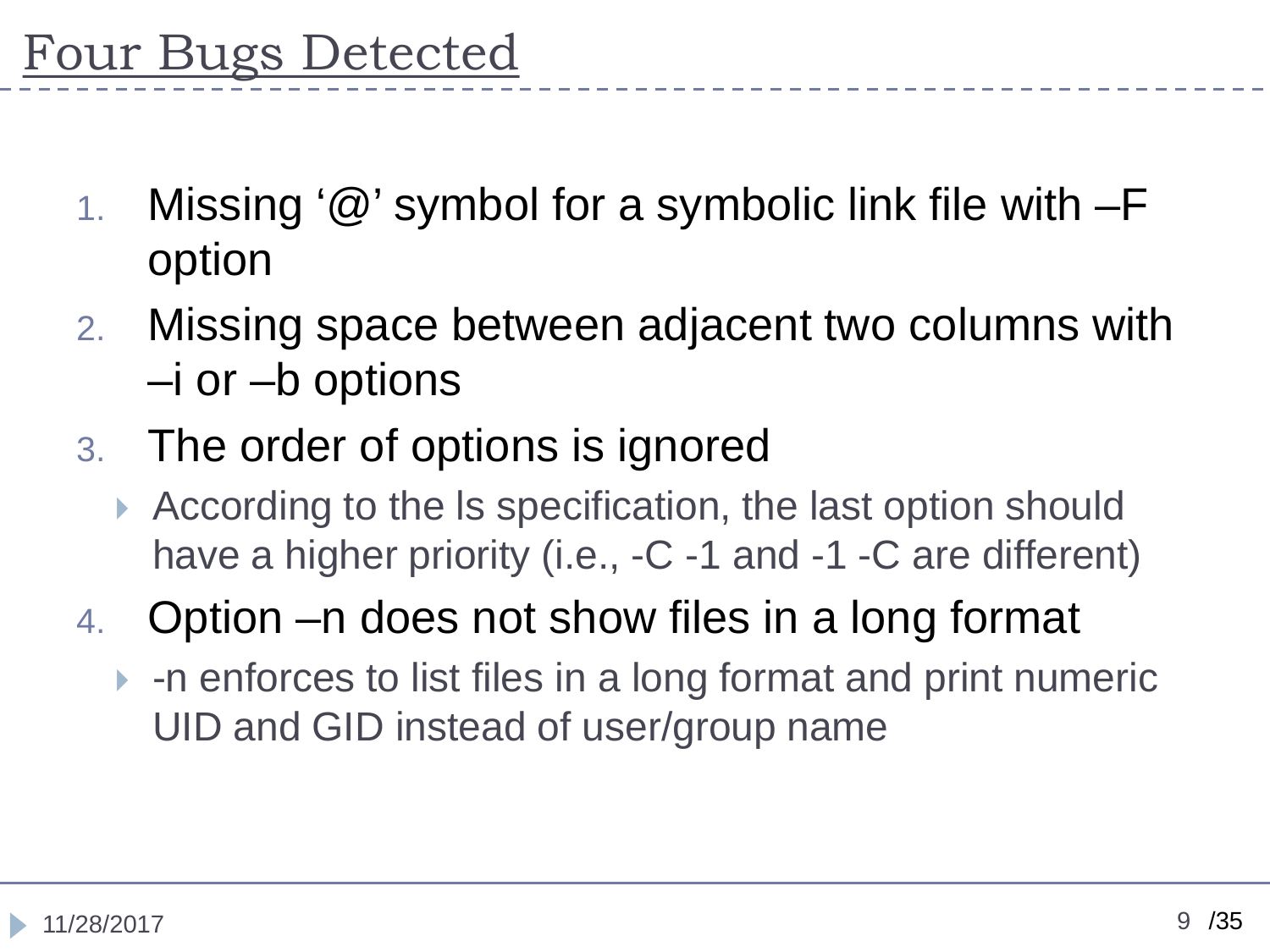# Four Bugs Detected

1. Missing '@' symbol for a symbolic link file with –F option
2. Missing space between adjacent two columns with –i or –b options
3. The order of options is ignored
   - According to the ls specification, the last option should have a higher priority (i.e., -C -1 and -1 -C are different)
4. Option –n does not show files in a long format
   - -n enforces to list files in a long format and print numeric UID and GID instead of user/group name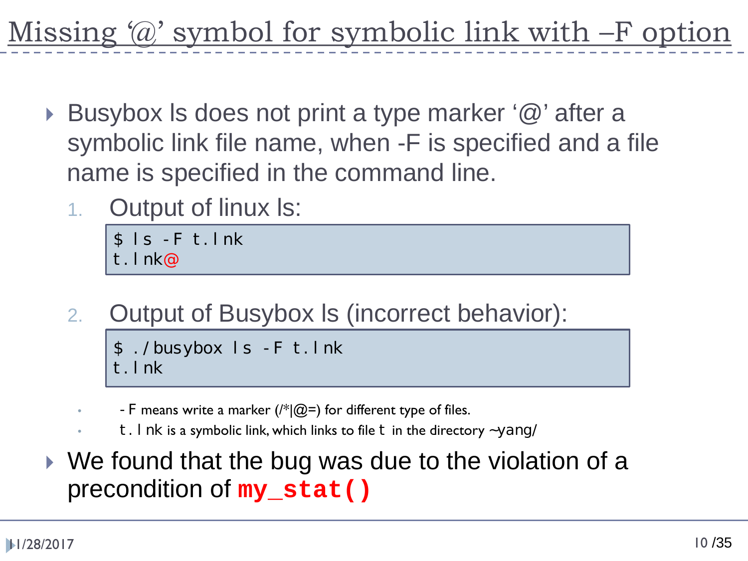# Missing '@' symbol for symbolic link with –F option

- Busybox ls does not print a type marker '@' after a symbolic link file name, when -F is specified and a file name is specified in the command line.
  1. Output of linux ls:

     ```
     $ ls -F t.lnk
     t.lnk@
     ```

  2. Output of Busybox ls (incorrect behavior):

     ```
     $ ./busybox ls -F t.lnk
     t.lnk
     ```

  - -F means write a marker (/*|@=) for different type of files.
  - t.lnk is a symbolic link, which links to file t in the directory ~yang/
- We found that the bug was due to the violation of a precondition of **my_stat()**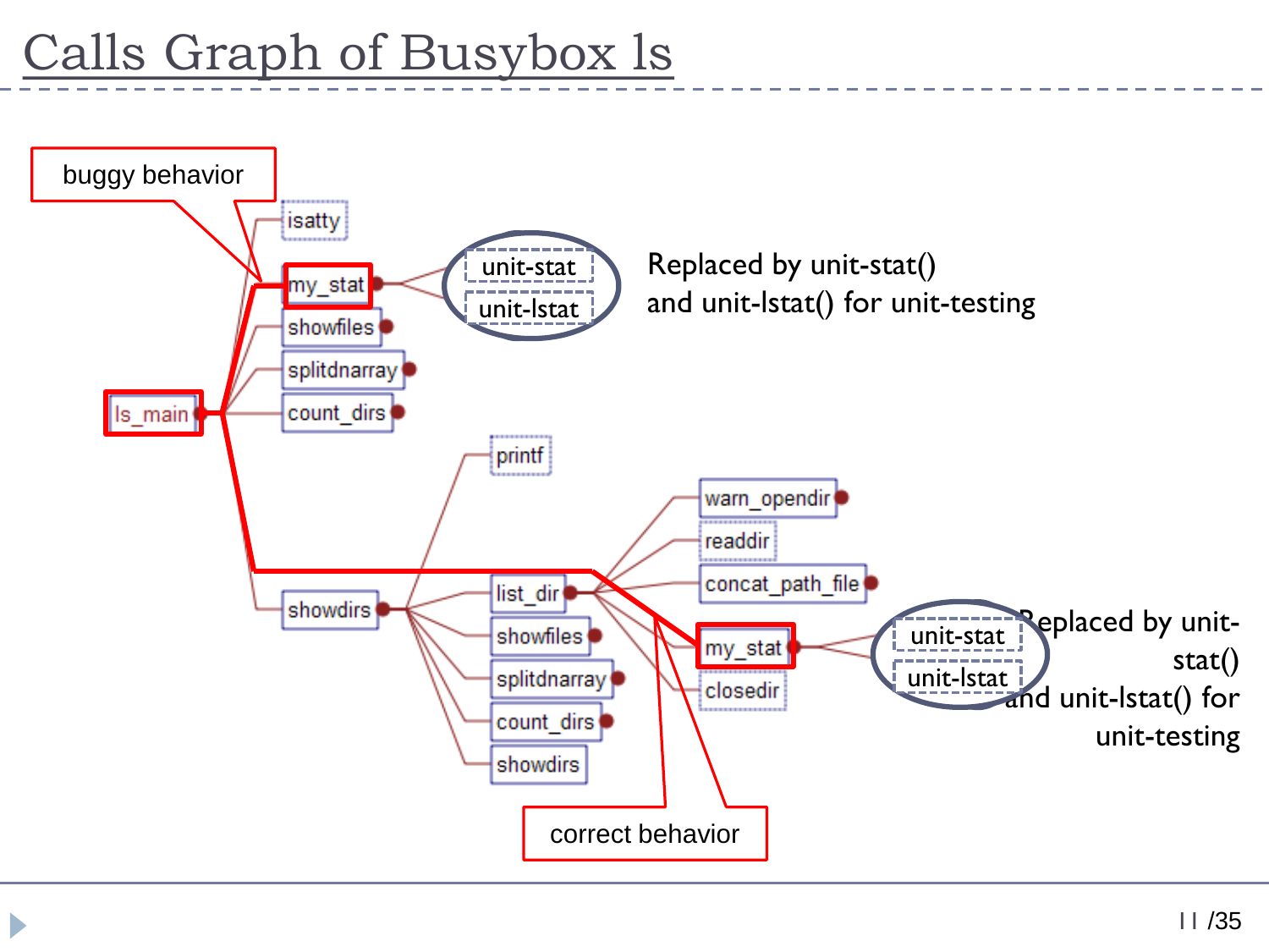# Calls Graph of Busybox ls

buggy behavior

isatty

my_stat

unit-stat

unit-lstat

Replaced by unit-stat() and unit-lstat() for unit-testing

showfiles

splitdnarray

ls_main

count_dirs

printf

warn_opendir

readdir

concat_path_file

showdirs

list_dir

showfiles

my_stat

unit-stat

unit-lstat

Replaced by unit-stat() and unit-lstat() for unit-testing

splitdnarray

closedir

count_dirs

showdirs

correct behavior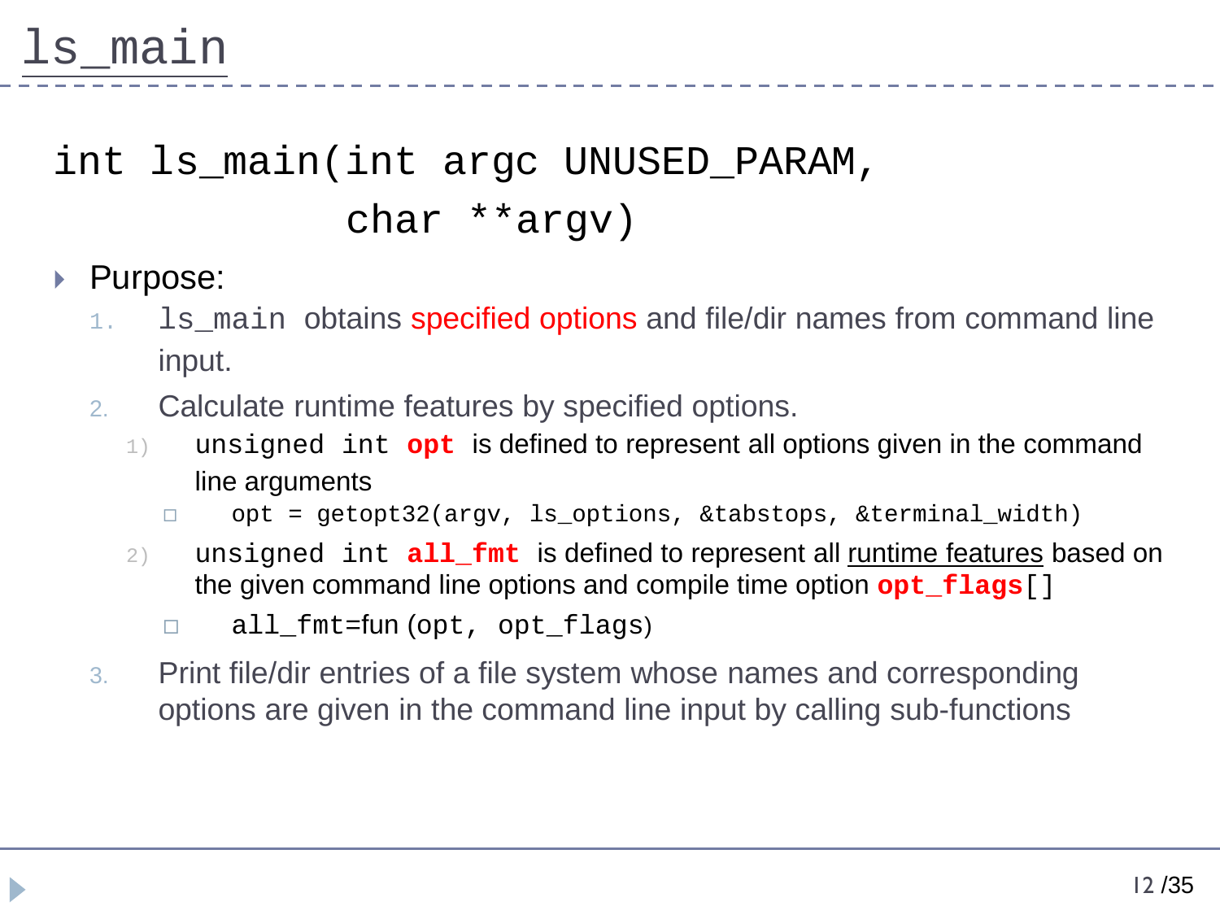# ls_main

```
int ls_main(int argc UNUSED_PARAM,
            char **argv)
```

- Purpose:
  1. `ls_main` obtains specified options and file/dir names from command line input.
  2. Calculate runtime features by specified options.
     1) `unsigned int` **`opt`** is defined to represent all options given in the command line arguments
        - `opt = getopt32(argv, ls_options, &tabstops, &terminal_width)`
     2) `unsigned int` **`all_fmt`** is defined to represent all runtime features based on the given command line options and compile time option **`opt_flags`**`[]`
        - `all_fmt=`fun `(opt, opt_flags)`
  3. Print file/dir entries of a file system whose names and corresponding options are given in the command line input by calling sub-functions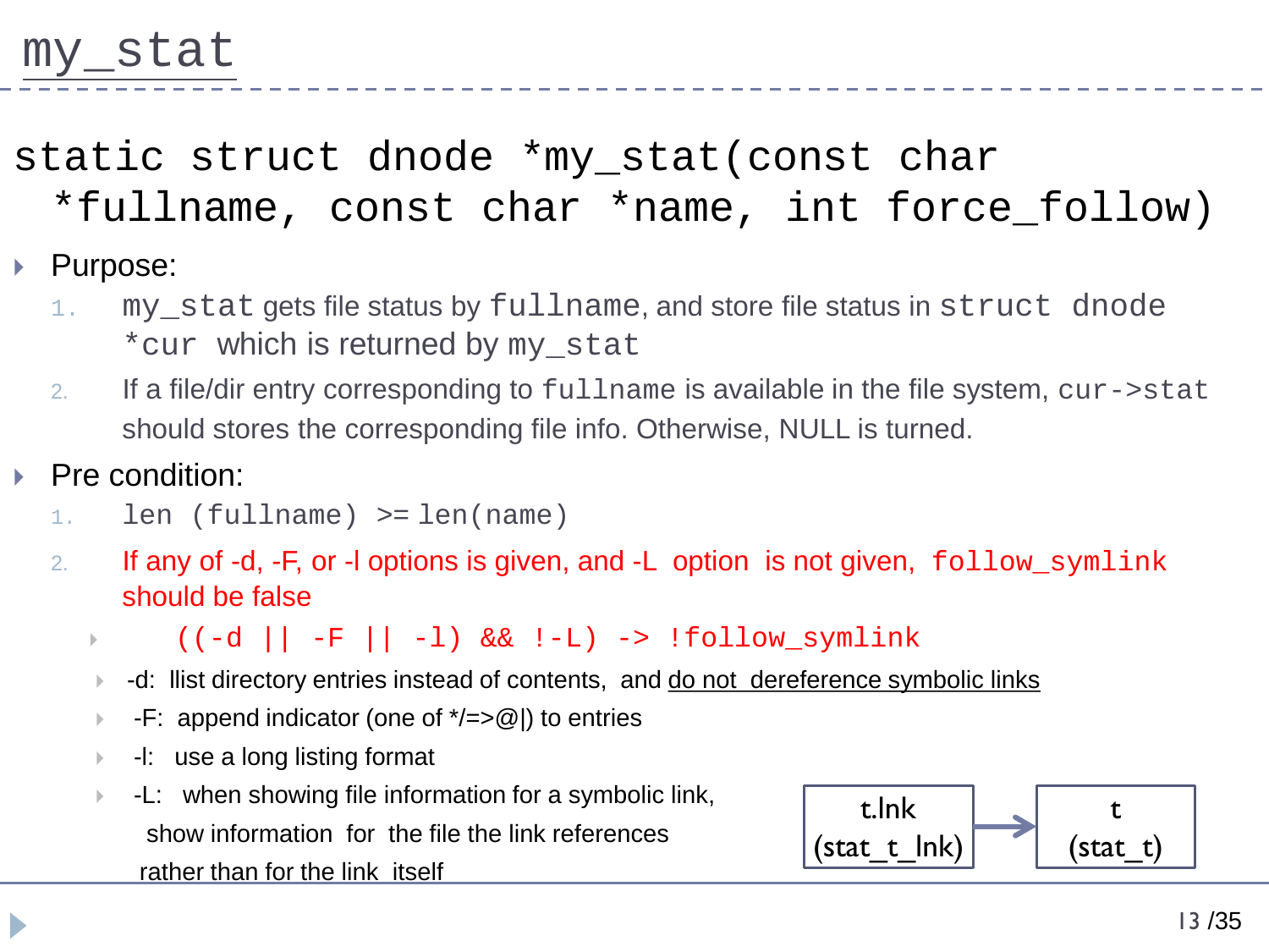# my_stat

```
static struct dnode *my_stat(const char
  *fullname, const char *name, int force_follow)
```

- Purpose:
  1. `my_stat` gets file status by `fullname`, and store file status in `struct dnode *cur` which is returned by `my_stat`
  2. If a file/dir entry corresponding to `fullname` is available in the file system, `cur->stat` should stores the corresponding file info. Otherwise, NULL is turned.
- Pre condition:
  1. `len (fullname) >= len(name)`
  2. If any of -d, -F, or -l options is given, and -L option is not given, `follow_symlink` should be false
     - `((-d || -F || -l) && !-L) -> !follow_symlink`
     - -d: llist directory entries instead of contents, and do not dereference symbolic links
     - -F: append indicator (one of */=>@|) to entries
     - -l: use a long listing format
     - -L: when showing file information for a symbolic link, show information for the file the link references rather than for the link itself

t.lnk (stat_t_lnk) → t (stat_t)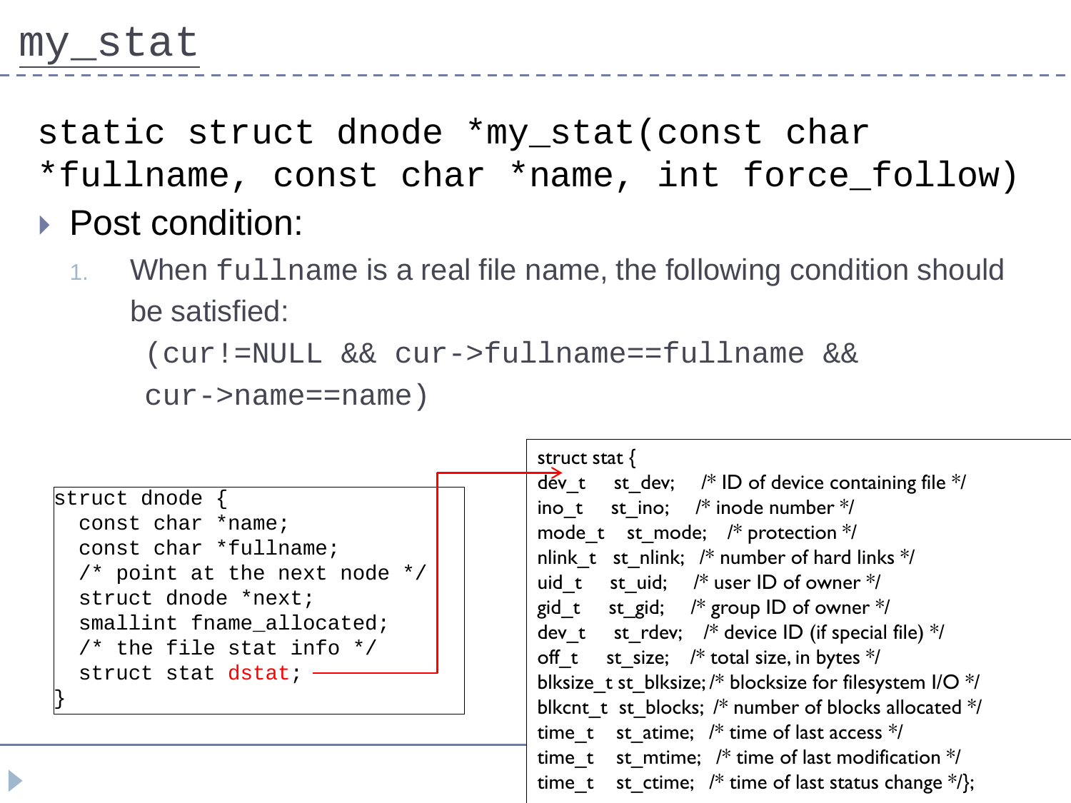# my_stat

```
static struct dnode *my_stat(const char *fullname, const char *name, int force_follow)
```

- Post condition:
  1. When `fullname` is a real file name, the following condition should be satisfied:

     ```
     (cur!=NULL && cur->fullname==fullname &&
     cur->name==name)
     ```

```
struct dnode {
  const char *name;
  const char *fullname;
  /* point at the next node */
  struct dnode *next;
  smallint fname_allocated;
  /* the file stat info */
  struct stat dstat;
}
```

```
struct stat {
dev_t     st_dev;     /* ID of device containing file */
ino_t     st_ino;     /* inode number */
mode_t    st_mode;    /* protection */
nlink_t   st_nlink;   /* number of hard links */
uid_t     st_uid;     /* user ID of owner */
gid_t     st_gid;     /* group ID of owner */
dev_t     st_rdev;    /* device ID (if special file) */
off_t     st_size;    /* total size, in bytes */
blksize_t st_blksize; /* blocksize for filesystem I/O */
blkcnt_t  st_blocks;  /* number of blocks allocated */
time_t    st_atime;   /* time of last access */
time_t    st_mtime;   /* time of last modification */
time_t    st_ctime;   /* time of last status change */};
```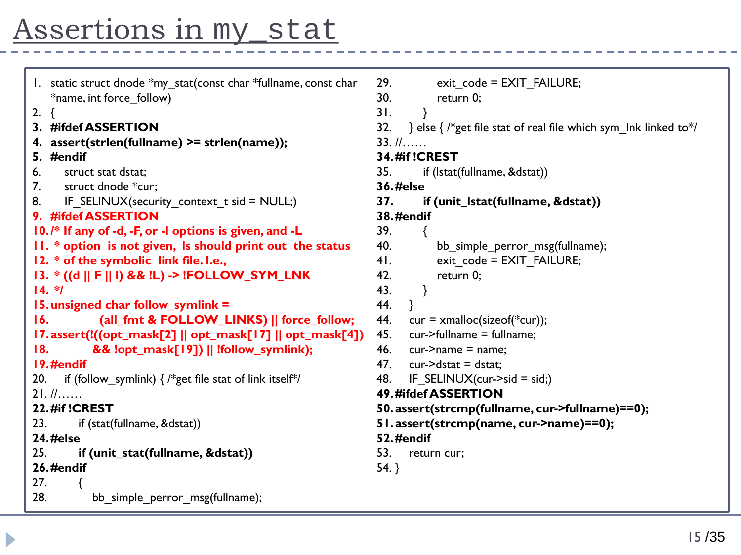# Assertions in my_stat

```
1.  static struct dnode *my_stat(const char *fullname, const char
    *name, int force_follow)
2.  {
3.  #ifdef ASSERTION
4.  assert(strlen(fullname) >= strlen(name));
5.  #endif
6.      struct stat dstat;
7.      struct dnode *cur;
8.      IF_SELINUX(security_context_t sid = NULL;)
9.  #ifdef ASSERTION
10. /* If any of -d, -F, or -l options is given, and -L
11.  * option  is not given,  ls should print out  the status
12.  * of the symbolic  link file. I.e.,
13.  * ((d || F || l) && !L) -> !FOLLOW_SYM_LNK
14.  */
15. unsigned char follow_symlink =
16.             (all_fmt & FOLLOW_LINKS) || force_follow;
17. assert(!((opt_mask[2] || opt_mask[17] || opt_mask[4])
18.             && !opt_mask[19]) || !follow_symlink);
19. #endif
20.     if (follow_symlink) { /*get file stat of link itself*/
21. //……
22. #if !CREST
23.         if (stat(fullname, &dstat))
24. #else
25.         if (unit_stat(fullname, &dstat))
26. #endif
27.         {
28.             bb_simple_perror_msg(fullname);
29.             exit_code = EXIT_FAILURE;
30.             return 0;
31.         }
32.     } else { /*get file stat of real file which sym_lnk linked to*/
33. //……
34. #if !CREST
35.         if (lstat(fullname, &dstat))
36. #else
37.         if (unit_lstat(fullname, &dstat))
38. #endif
39.         {
40.             bb_simple_perror_msg(fullname);
41.             exit_code = EXIT_FAILURE;
42.             return 0;
43.         }
44.     }
44.     cur = xmalloc(sizeof(*cur));
45.     cur->fullname = fullname;
46.     cur->name = name;
47.     cur->dstat = dstat;
48.     IF_SELINUX(cur->sid = sid;)
49. #ifdef ASSERTION
50. assert(strcmp(fullname, cur->fullname)==0);
51. assert(strcmp(name, cur->name)==0);
52. #endif
53.     return cur;
54. }
```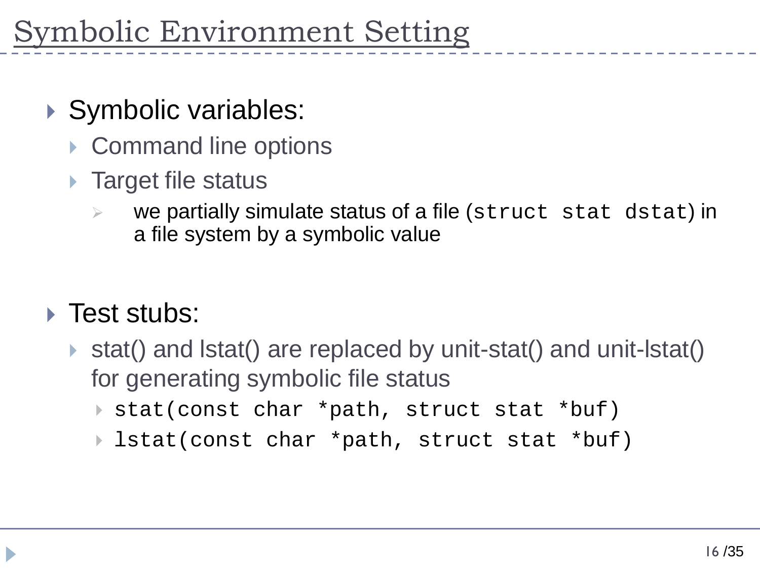# Symbolic Environment Setting

- Symbolic variables:
  - Command line options
  - Target file status
    - we partially simulate status of a file (`struct stat dstat`) in a file system by a symbolic value

- Test stubs:
  - stat() and lstat() are replaced by unit-stat() and unit-lstat() for generating symbolic file status
    - `stat(const char *path, struct stat *buf)`
    - `lstat(const char *path, struct stat *buf)`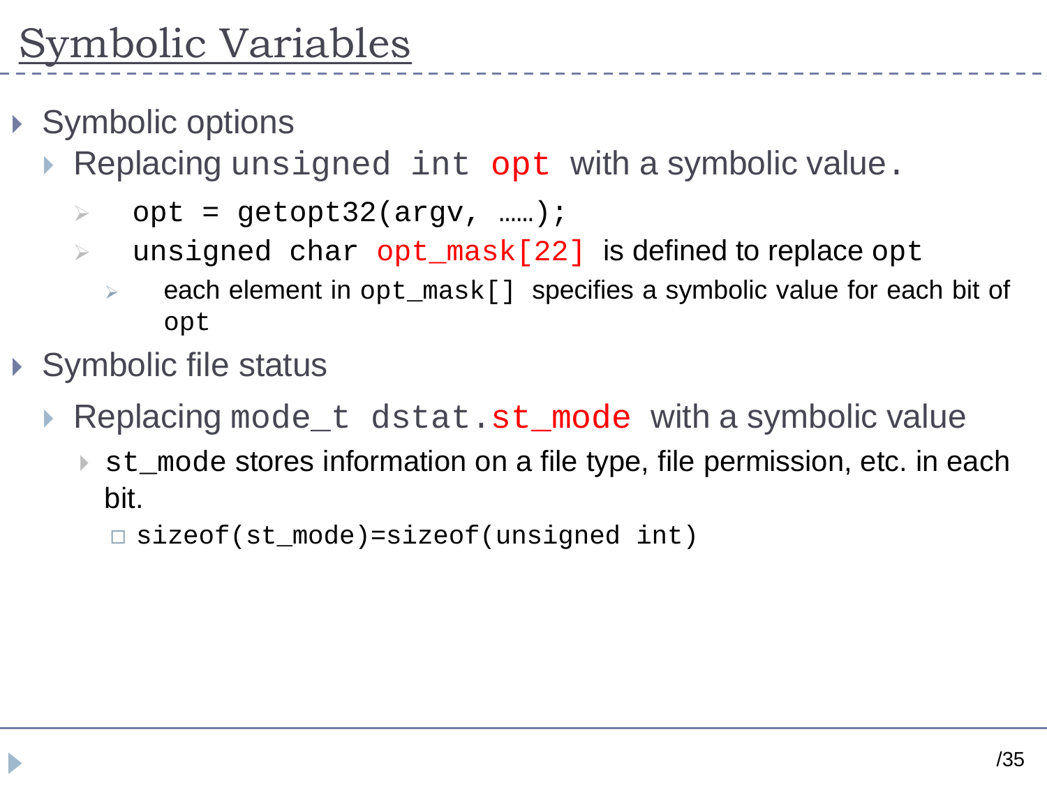# Symbolic Variables

- Symbolic options
  - Replacing `unsigned int opt` with a symbolic value.
    - `opt = getopt32(argv, ……);`
    - `unsigned char opt_mask[22]` is defined to replace `opt`
      - each element in `opt_mask[]` specifies a symbolic value for each bit of `opt`
- Symbolic file status
  - Replacing `mode_t dstat.st_mode` with a symbolic value
    - `st_mode` stores information on a file type, file permission, etc. in each bit.
      - `sizeof(st_mode)=sizeof(unsigned int)`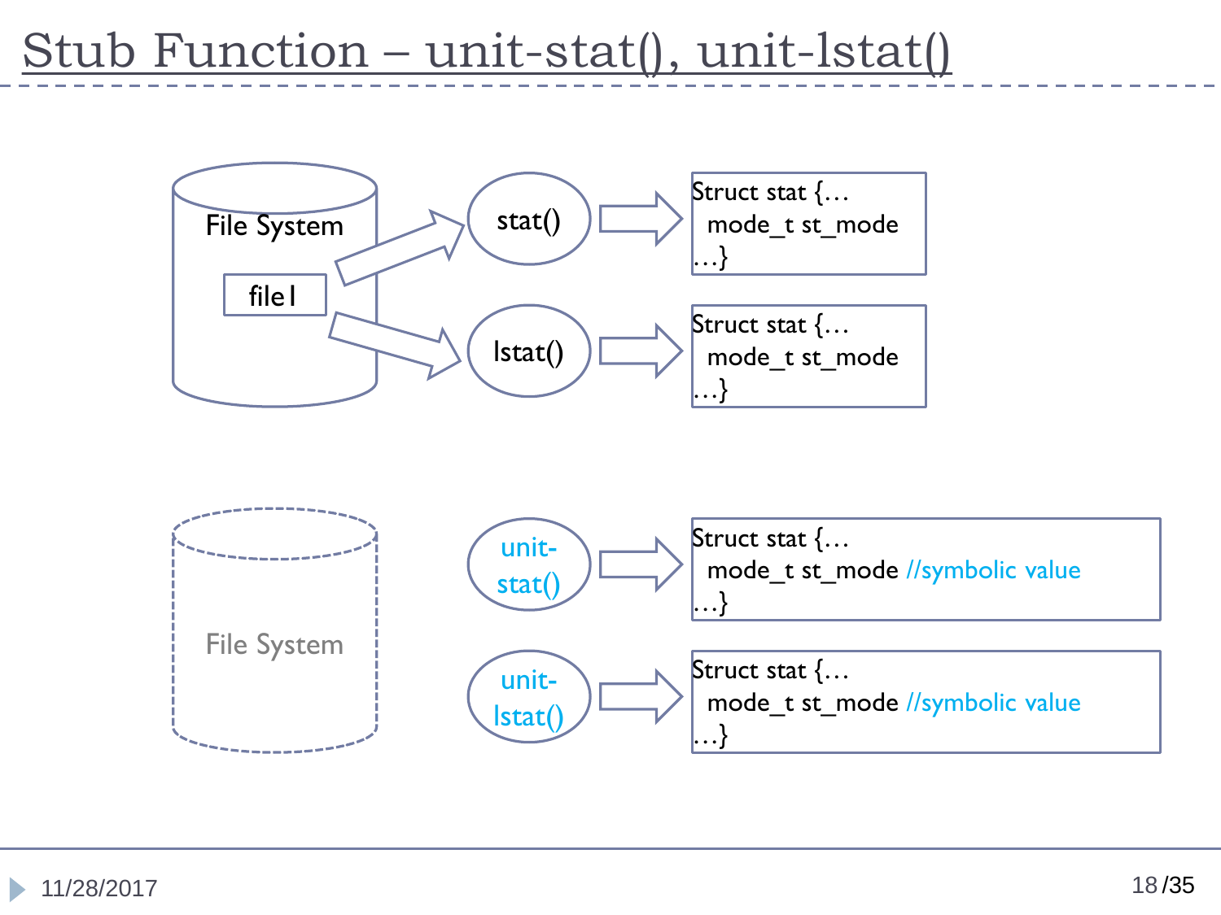# Stub Function – unit-stat(), unit-lstat()

File System

file1

stat()

```
Struct stat {…
  mode_t st_mode
…}
```

lstat()

```
Struct stat {…
  mode_t st_mode
…}
```

File System

unit-stat()

```
Struct stat {…
  mode_t st_mode //symbolic value
…}
```

unit-lstat()

```
Struct stat {…
  mode_t st_mode //symbolic value
…}
```

11/28/2017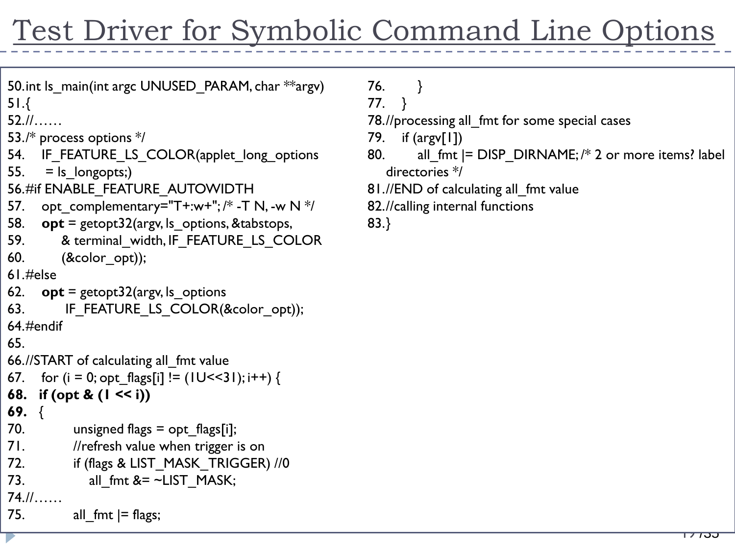# Test Driver for Symbolic Command Line Options

```
50.int ls_main(int argc UNUSED_PARAM, char **argv)
51.{
52.//……
53./* process options */
54.    IF_FEATURE_LS_COLOR(applet_long_options
55.     = ls_longopts;)
56.#if ENABLE_FEATURE_AUTOWIDTH
57.    opt_complementary="T+:w+"; /* -T N, -w N */
58.    opt = getopt32(argv, ls_options, &tabstops,
59.         & terminal_width, IF_FEATURE_LS_COLOR
60.         (&color_opt));
61.#else
62.    opt = getopt32(argv, ls_options
63.          IF_FEATURE_LS_COLOR(&color_opt));
64.#endif
65.
66.//START of calculating all_fmt value
67.    for (i = 0; opt_flags[i] != (1U<<31); i++) {
68.   if (opt & (1 << i))
69.   {
70.            unsigned flags = opt_flags[i];
71.            //refresh value when trigger is on
72.            if (flags & LIST_MASK_TRIGGER) //0
73.                all_fmt &= ~LIST_MASK;
74.//……
75.            all_fmt |= flags;
76.        }
77.    }
78.//processing all_fmt for some special cases
79.    if (argv[1])
80.        all_fmt |= DISP_DIRNAME; /* 2 or more items? label
    directories */
81.//END of calculating all_fmt value
82.//calling internal functions
83.}
```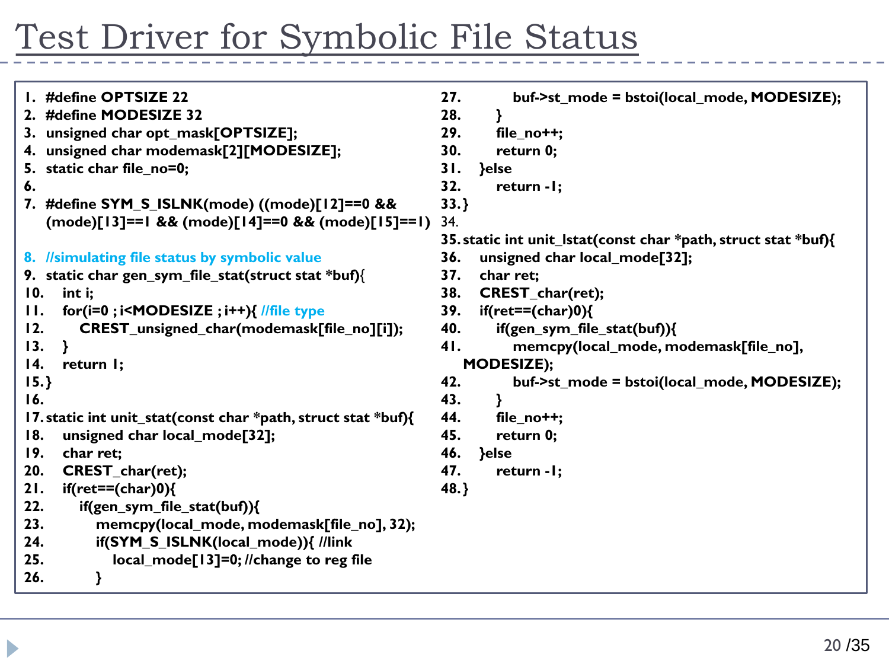# Test Driver for Symbolic File Status

```
1.  #define OPTSIZE 22
2.  #define MODESIZE 32
3.  unsigned char opt_mask[OPTSIZE];
4.  unsigned char modemask[2][MODESIZE];
5.  static char file_no=0;
6.
7.  #define SYM_S_ISLNK(mode) ((mode)[12]==0 &&
    (mode)[13]==1 && (mode)[14]==0 && (mode)[15]==1)

8.  //simulating file status by symbolic value
9.  static char gen_sym_file_stat(struct stat *buf){
10.     int i;
11.     for(i=0 ; i<MODESIZE ; i++){ //file type
12.         CREST_unsigned_char(modemask[file_no][i]);
13.     }
14.     return 1;
15. }
16.
17. static int unit_stat(const char *path, struct stat *buf){
18.     unsigned char local_mode[32];
19.     char ret;
20.     CREST_char(ret);
21.     if(ret==(char)0){
22.         if(gen_sym_file_stat(buf)){
23.             memcpy(local_mode, modemask[file_no], 32);
24.             if(SYM_S_ISLNK(local_mode)){ //link
25.                 local_mode[13]=0; //change to reg file
26.             }
27.             buf->st_mode = bstoi(local_mode, MODESIZE);
28.         }
29.         file_no++;
30.         return 0;
31.     }else
32.         return -1;
33. }
34.
35. static int unit_lstat(const char *path, struct stat *buf){
36.     unsigned char local_mode[32];
37.     char ret;
38.     CREST_char(ret);
39.     if(ret==(char)0){
40.         if(gen_sym_file_stat(buf)){
41.             memcpy(local_mode, modemask[file_no],
    MODESIZE);
42.             buf->st_mode = bstoi(local_mode, MODESIZE);
43.         }
44.         file_no++;
45.         return 0;
46.     }else
47.         return -1;
48. }
```